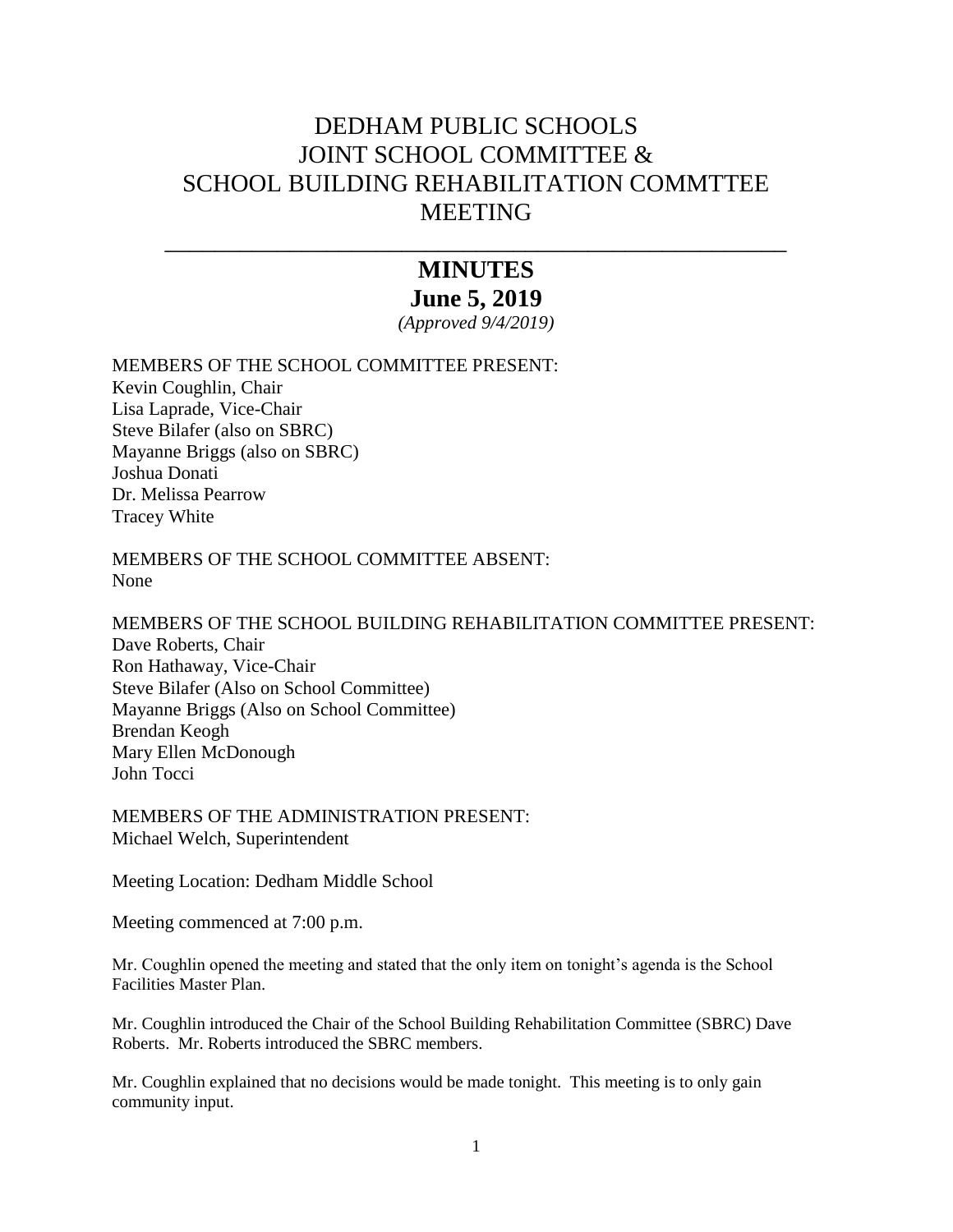# DEDHAM PUBLIC SCHOOLS
# JOINT SCHOOL COMMITTEE &
# SCHOOL BUILDING REHABILITATION COMMTTEE
# MEETING

---

## MINUTES
## June 5, 2019
*(Approved 9/4/2019)*

MEMBERS OF THE SCHOOL COMMITTEE PRESENT:
Kevin Coughlin, Chair
Lisa Laprade, Vice-Chair
Steve Bilafer (also on SBRC)
Mayanne Briggs (also on SBRC)
Joshua Donati
Dr. Melissa Pearrow
Tracey White

MEMBERS OF THE SCHOOL COMMITTEE ABSENT:
None

MEMBERS OF THE SCHOOL BUILDING REHABILITATION COMMITTEE PRESENT:
Dave Roberts, Chair
Ron Hathaway, Vice-Chair
Steve Bilafer (Also on School Committee)
Mayanne Briggs (Also on School Committee)
Brendan Keogh
Mary Ellen McDonough
John Tocci

MEMBERS OF THE ADMINISTRATION PRESENT:
Michael Welch, Superintendent

Meeting Location: Dedham Middle School

Meeting commenced at 7:00 p.m.

Mr. Coughlin opened the meeting and stated that the only item on tonight's agenda is the School Facilities Master Plan.

Mr. Coughlin introduced the Chair of the School Building Rehabilitation Committee (SBRC) Dave Roberts. Mr. Roberts introduced the SBRC members.

Mr. Coughlin explained that no decisions would be made tonight. This meeting is to only gain community input.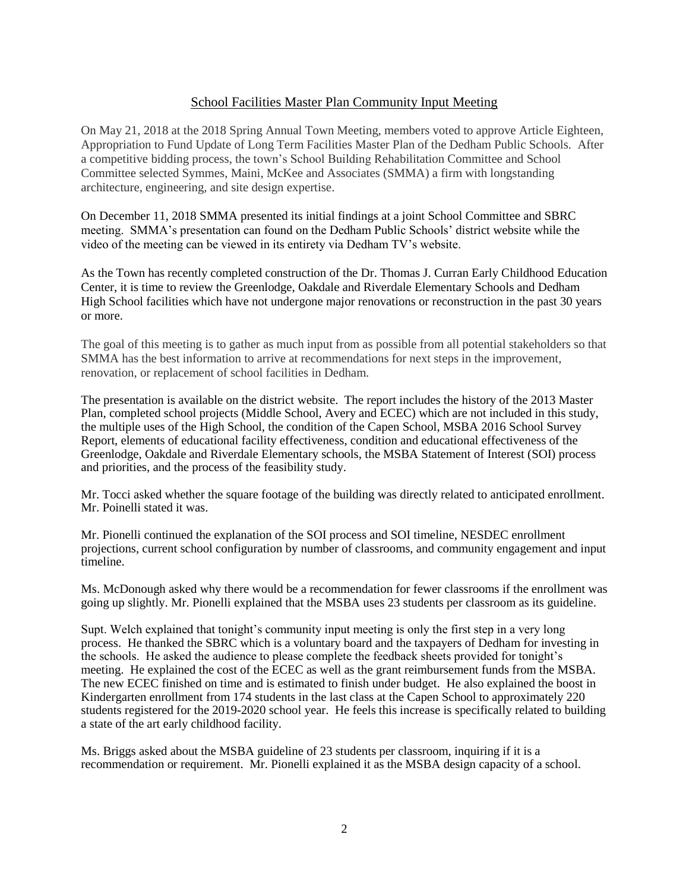## School Facilities Master Plan Community Input Meeting

On May 21, 2018 at the 2018 Spring Annual Town Meeting, members voted to approve Article Eighteen, Appropriation to Fund Update of Long Term Facilities Master Plan of the Dedham Public Schools. After a competitive bidding process, the town's School Building Rehabilitation Committee and School Committee selected Symmes, Maini, McKee and Associates (SMMA) a firm with longstanding architecture, engineering, and site design expertise.

On December 11, 2018 SMMA presented its initial findings at a joint School Committee and SBRC meeting. SMMA's presentation can found on the Dedham Public Schools' district website while the video of the meeting can be viewed in its entirety via Dedham TV's website.

As the Town has recently completed construction of the Dr. Thomas J. Curran Early Childhood Education Center, it is time to review the Greenlodge, Oakdale and Riverdale Elementary Schools and Dedham High School facilities which have not undergone major renovations or reconstruction in the past 30 years or more.

The goal of this meeting is to gather as much input from as possible from all potential stakeholders so that SMMA has the best information to arrive at recommendations for next steps in the improvement, renovation, or replacement of school facilities in Dedham.

The presentation is available on the district website. The report includes the history of the 2013 Master Plan, completed school projects (Middle School, Avery and ECEC) which are not included in this study, the multiple uses of the High School, the condition of the Capen School, MSBA 2016 School Survey Report, elements of educational facility effectiveness, condition and educational effectiveness of the Greenlodge, Oakdale and Riverdale Elementary schools, the MSBA Statement of Interest (SOI) process and priorities, and the process of the feasibility study.

Mr. Tocci asked whether the square footage of the building was directly related to anticipated enrollment. Mr. Poinelli stated it was.

Mr. Pionelli continued the explanation of the SOI process and SOI timeline, NESDEC enrollment projections, current school configuration by number of classrooms, and community engagement and input timeline.

Ms. McDonough asked why there would be a recommendation for fewer classrooms if the enrollment was going up slightly. Mr. Pionelli explained that the MSBA uses 23 students per classroom as its guideline.

Supt. Welch explained that tonight's community input meeting is only the first step in a very long process. He thanked the SBRC which is a voluntary board and the taxpayers of Dedham for investing in the schools. He asked the audience to please complete the feedback sheets provided for tonight's meeting. He explained the cost of the ECEC as well as the grant reimbursement funds from the MSBA. The new ECEC finished on time and is estimated to finish under budget. He also explained the boost in Kindergarten enrollment from 174 students in the last class at the Capen School to approximately 220 students registered for the 2019-2020 school year. He feels this increase is specifically related to building a state of the art early childhood facility.

Ms. Briggs asked about the MSBA guideline of 23 students per classroom, inquiring if it is a recommendation or requirement. Mr. Pionelli explained it as the MSBA design capacity of a school.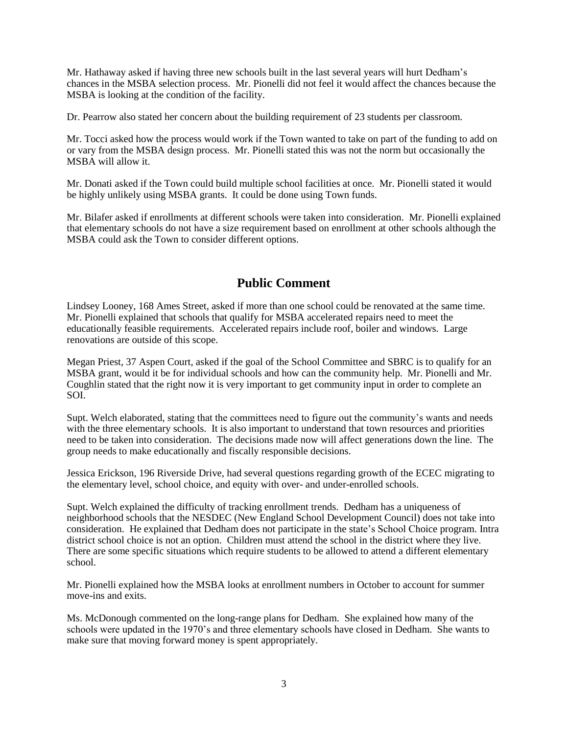Mr. Hathaway asked if having three new schools built in the last several years will hurt Dedham's chances in the MSBA selection process. Mr. Pionelli did not feel it would affect the chances because the MSBA is looking at the condition of the facility.

Dr. Pearrow also stated her concern about the building requirement of 23 students per classroom.

Mr. Tocci asked how the process would work if the Town wanted to take on part of the funding to add on or vary from the MSBA design process. Mr. Pionelli stated this was not the norm but occasionally the MSBA will allow it.

Mr. Donati asked if the Town could build multiple school facilities at once. Mr. Pionelli stated it would be highly unlikely using MSBA grants. It could be done using Town funds.

Mr. Bilafer asked if enrollments at different schools were taken into consideration. Mr. Pionelli explained that elementary schools do not have a size requirement based on enrollment at other schools although the MSBA could ask the Town to consider different options.

## Public Comment

Lindsey Looney, 168 Ames Street, asked if more than one school could be renovated at the same time. Mr. Pionelli explained that schools that qualify for MSBA accelerated repairs need to meet the educationally feasible requirements. Accelerated repairs include roof, boiler and windows. Large renovations are outside of this scope.

Megan Priest, 37 Aspen Court, asked if the goal of the School Committee and SBRC is to qualify for an MSBA grant, would it be for individual schools and how can the community help. Mr. Pionelli and Mr. Coughlin stated that the right now it is very important to get community input in order to complete an SOI.

Supt. Welch elaborated, stating that the committees need to figure out the community's wants and needs with the three elementary schools. It is also important to understand that town resources and priorities need to be taken into consideration. The decisions made now will affect generations down the line. The group needs to make educationally and fiscally responsible decisions.

Jessica Erickson, 196 Riverside Drive, had several questions regarding growth of the ECEC migrating to the elementary level, school choice, and equity with over- and under-enrolled schools.

Supt. Welch explained the difficulty of tracking enrollment trends. Dedham has a uniqueness of neighborhood schools that the NESDEC (New England School Development Council) does not take into consideration. He explained that Dedham does not participate in the state's School Choice program. Intra district school choice is not an option. Children must attend the school in the district where they live. There are some specific situations which require students to be allowed to attend a different elementary school.

Mr. Pionelli explained how the MSBA looks at enrollment numbers in October to account for summer move-ins and exits.

Ms. McDonough commented on the long-range plans for Dedham. She explained how many of the schools were updated in the 1970's and three elementary schools have closed in Dedham. She wants to make sure that moving forward money is spent appropriately.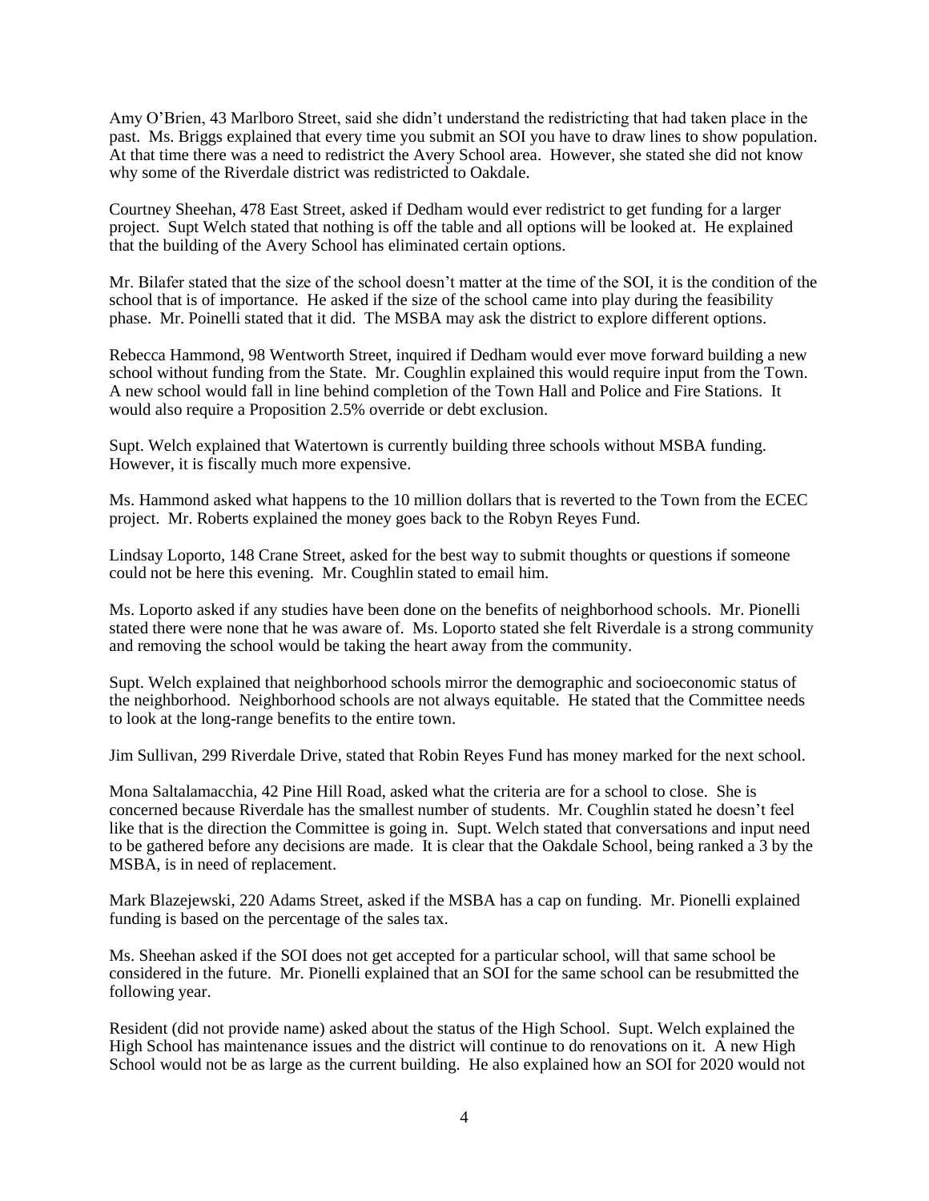Amy O'Brien, 43 Marlboro Street, said she didn't understand the redistricting that had taken place in the past. Ms. Briggs explained that every time you submit an SOI you have to draw lines to show population. At that time there was a need to redistrict the Avery School area. However, she stated she did not know why some of the Riverdale district was redistricted to Oakdale.

Courtney Sheehan, 478 East Street, asked if Dedham would ever redistrict to get funding for a larger project. Supt Welch stated that nothing is off the table and all options will be looked at. He explained that the building of the Avery School has eliminated certain options.

Mr. Bilafer stated that the size of the school doesn't matter at the time of the SOI, it is the condition of the school that is of importance. He asked if the size of the school came into play during the feasibility phase. Mr. Poinelli stated that it did. The MSBA may ask the district to explore different options.

Rebecca Hammond, 98 Wentworth Street, inquired if Dedham would ever move forward building a new school without funding from the State. Mr. Coughlin explained this would require input from the Town. A new school would fall in line behind completion of the Town Hall and Police and Fire Stations. It would also require a Proposition 2.5% override or debt exclusion.

Supt. Welch explained that Watertown is currently building three schools without MSBA funding. However, it is fiscally much more expensive.

Ms. Hammond asked what happens to the 10 million dollars that is reverted to the Town from the ECEC project. Mr. Roberts explained the money goes back to the Robyn Reyes Fund.

Lindsay Loporto, 148 Crane Street, asked for the best way to submit thoughts or questions if someone could not be here this evening. Mr. Coughlin stated to email him.

Ms. Loporto asked if any studies have been done on the benefits of neighborhood schools. Mr. Pionelli stated there were none that he was aware of. Ms. Loporto stated she felt Riverdale is a strong community and removing the school would be taking the heart away from the community.

Supt. Welch explained that neighborhood schools mirror the demographic and socioeconomic status of the neighborhood. Neighborhood schools are not always equitable. He stated that the Committee needs to look at the long-range benefits to the entire town.

Jim Sullivan, 299 Riverdale Drive, stated that Robin Reyes Fund has money marked for the next school.

Mona Saltalamacchia, 42 Pine Hill Road, asked what the criteria are for a school to close. She is concerned because Riverdale has the smallest number of students. Mr. Coughlin stated he doesn't feel like that is the direction the Committee is going in. Supt. Welch stated that conversations and input need to be gathered before any decisions are made. It is clear that the Oakdale School, being ranked a 3 by the MSBA, is in need of replacement.

Mark Blazejewski, 220 Adams Street, asked if the MSBA has a cap on funding. Mr. Pionelli explained funding is based on the percentage of the sales tax.

Ms. Sheehan asked if the SOI does not get accepted for a particular school, will that same school be considered in the future. Mr. Pionelli explained that an SOI for the same school can be resubmitted the following year.

Resident (did not provide name) asked about the status of the High School. Supt. Welch explained the High School has maintenance issues and the district will continue to do renovations on it. A new High School would not be as large as the current building. He also explained how an SOI for 2020 would not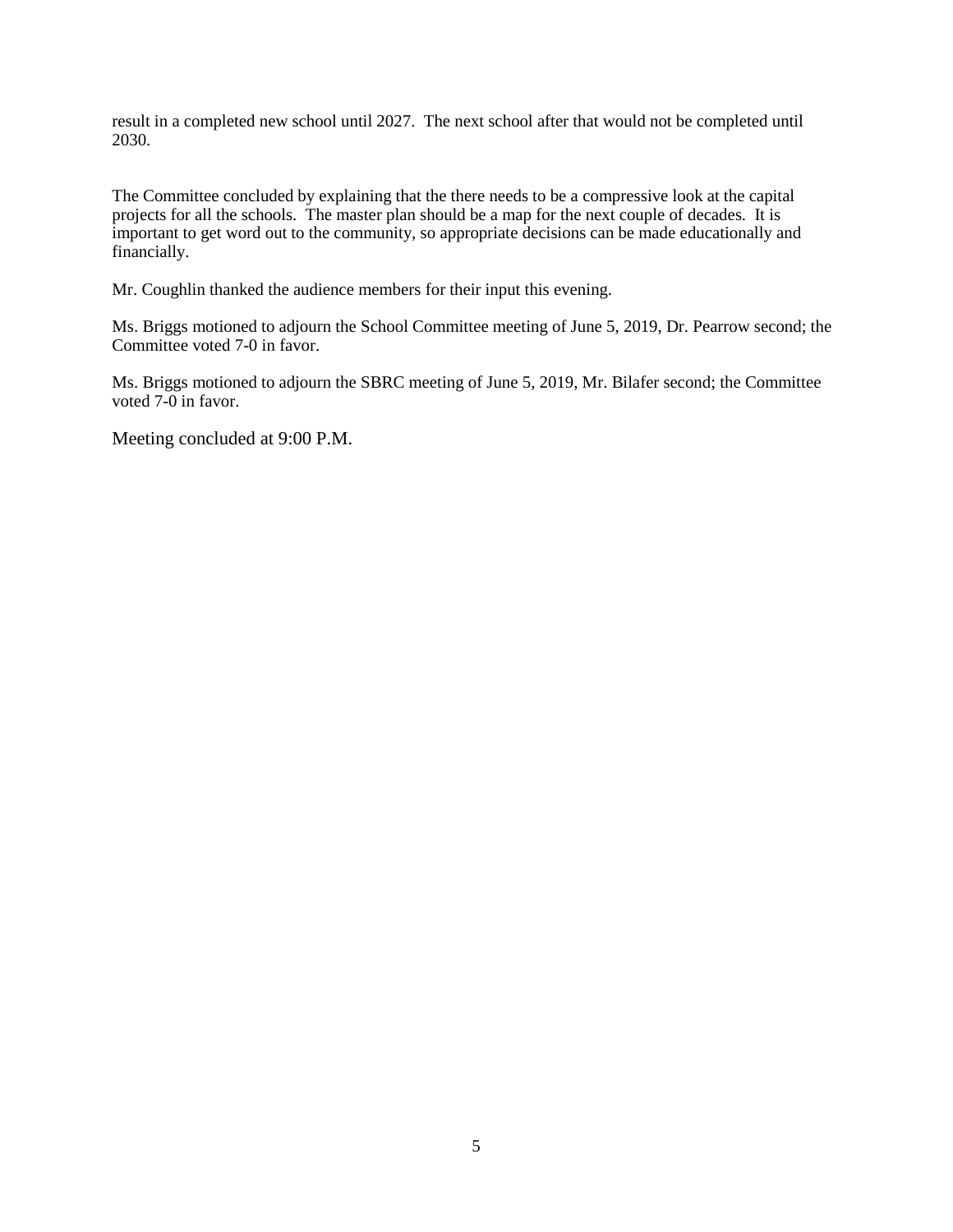result in a completed new school until 2027. The next school after that would not be completed until 2030.

The Committee concluded by explaining that the there needs to be a compressive look at the capital projects for all the schools. The master plan should be a map for the next couple of decades. It is important to get word out to the community, so appropriate decisions can be made educationally and financially.

Mr. Coughlin thanked the audience members for their input this evening.

Ms. Briggs motioned to adjourn the School Committee meeting of June 5, 2019, Dr. Pearrow second; the Committee voted 7-0 in favor.

Ms. Briggs motioned to adjourn the SBRC meeting of June 5, 2019, Mr. Bilafer second; the Committee voted 7-0 in favor.

Meeting concluded at 9:00 P.M.